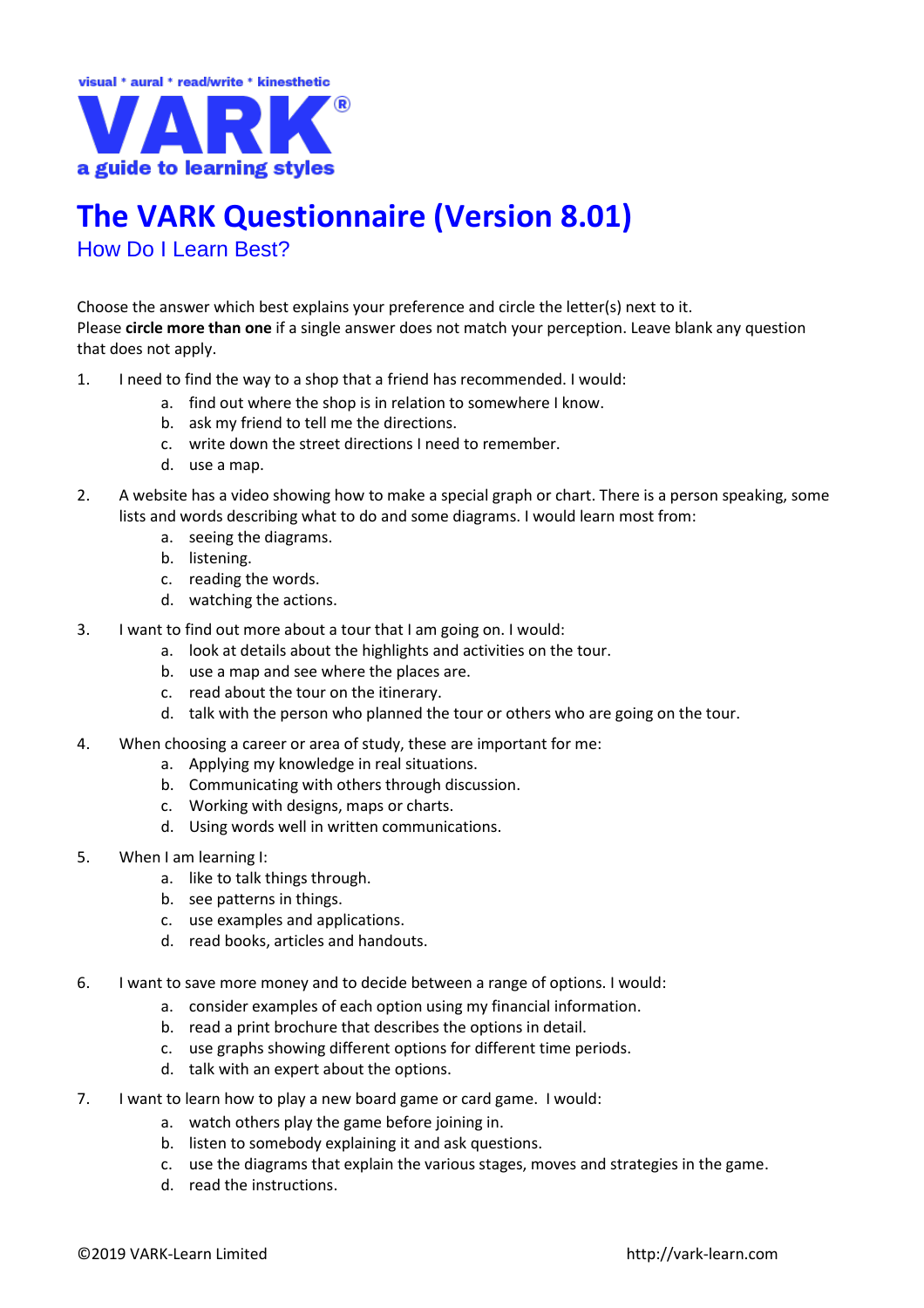visual * aural * read/write * kinesthetic

# VARK®

a guide to learning styles

# The VARK Questionnaire (Version 8.01)

## How Do I Learn Best?

Choose the answer which best explains your preference and circle the letter(s) next to it.
Please **circle more than one** if a single answer does not match your perception. Leave blank any question that does not apply.

1. I need to find the way to a shop that a friend has recommended. I would:
   a. find out where the shop is in relation to somewhere I know.
   b. ask my friend to tell me the directions.
   c. write down the street directions I need to remember.
   d. use a map.

2. A website has a video showing how to make a special graph or chart. There is a person speaking, some lists and words describing what to do and some diagrams. I would learn most from:
   a. seeing the diagrams.
   b. listening.
   c. reading the words.
   d. watching the actions.

3. I want to find out more about a tour that I am going on. I would:
   a. look at details about the highlights and activities on the tour.
   b. use a map and see where the places are.
   c. read about the tour on the itinerary.
   d. talk with the person who planned the tour or others who are going on the tour.

4. When choosing a career or area of study, these are important for me:
   a. Applying my knowledge in real situations.
   b. Communicating with others through discussion.
   c. Working with designs, maps or charts.
   d. Using words well in written communications.

5. When I am learning I:
   a. like to talk things through.
   b. see patterns in things.
   c. use examples and applications.
   d. read books, articles and handouts.

6. I want to save more money and to decide between a range of options. I would:
   a. consider examples of each option using my financial information.
   b. read a print brochure that describes the options in detail.
   c. use graphs showing different options for different time periods.
   d. talk with an expert about the options.

7. I want to learn how to play a new board game or card game. I would:
   a. watch others play the game before joining in.
   b. listen to somebody explaining it and ask questions.
   c. use the diagrams that explain the various stages, moves and strategies in the game.
   d. read the instructions.

©2019 VARK-Learn Limited http://vark-learn.com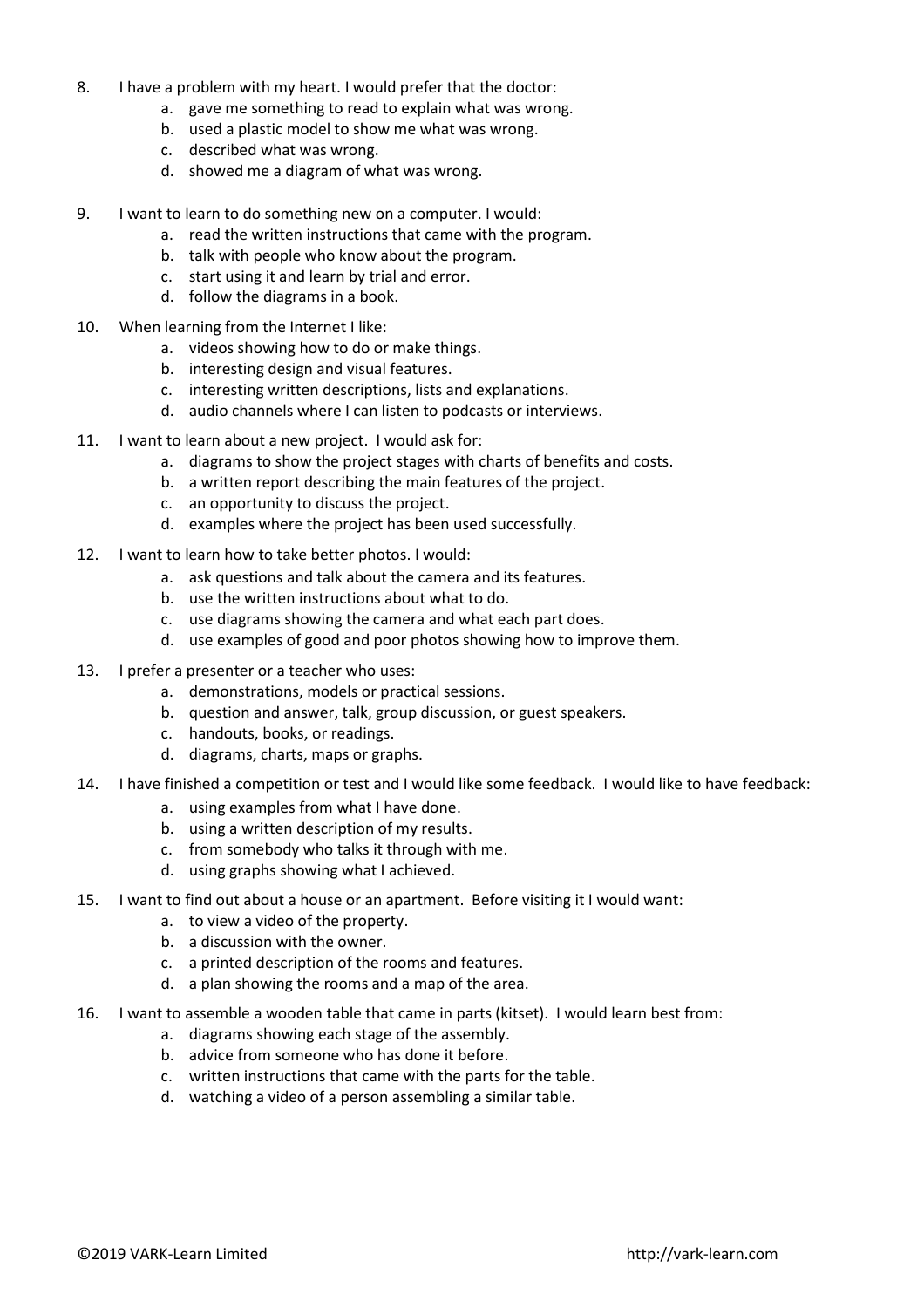8. I have a problem with my heart. I would prefer that the doctor:
    a. gave me something to read to explain what was wrong.
    b. used a plastic model to show me what was wrong.
    c. described what was wrong.
    d. showed me a diagram of what was wrong.

9. I want to learn to do something new on a computer. I would:
    a. read the written instructions that came with the program.
    b. talk with people who know about the program.
    c. start using it and learn by trial and error.
    d. follow the diagrams in a book.

10. When learning from the Internet I like:
    a. videos showing how to do or make things.
    b. interesting design and visual features.
    c. interesting written descriptions, lists and explanations.
    d. audio channels where I can listen to podcasts or interviews.

11. I want to learn about a new project. I would ask for:
    a. diagrams to show the project stages with charts of benefits and costs.
    b. a written report describing the main features of the project.
    c. an opportunity to discuss the project.
    d. examples where the project has been used successfully.

12. I want to learn how to take better photos. I would:
    a. ask questions and talk about the camera and its features.
    b. use the written instructions about what to do.
    c. use diagrams showing the camera and what each part does.
    d. use examples of good and poor photos showing how to improve them.

13. I prefer a presenter or a teacher who uses:
    a. demonstrations, models or practical sessions.
    b. question and answer, talk, group discussion, or guest speakers.
    c. handouts, books, or readings.
    d. diagrams, charts, maps or graphs.

14. I have finished a competition or test and I would like some feedback. I would like to have feedback:
    a. using examples from what I have done.
    b. using a written description of my results.
    c. from somebody who talks it through with me.
    d. using graphs showing what I achieved.

15. I want to find out about a house or an apartment. Before visiting it I would want:
    a. to view a video of the property.
    b. a discussion with the owner.
    c. a printed description of the rooms and features.
    d. a plan showing the rooms and a map of the area.

16. I want to assemble a wooden table that came in parts (kitset). I would learn best from:
    a. diagrams showing each stage of the assembly.
    b. advice from someone who has done it before.
    c. written instructions that came with the parts for the table.
    d. watching a video of a person assembling a similar table.

©2019 VARK-Learn Limited http://vark-learn.com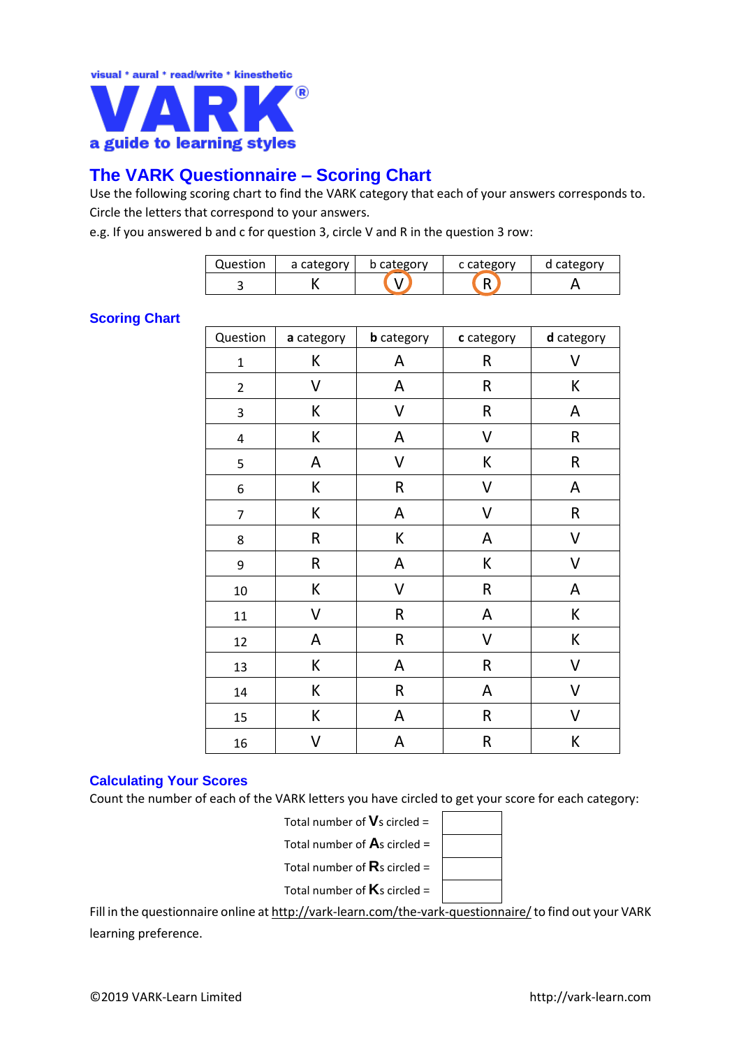visual * aural * read/write * kinesthetic

# VARK®

a guide to learning styles

## The VARK Questionnaire – Scoring Chart

Use the following scoring chart to find the VARK category that each of your answers corresponds to. Circle the letters that correspond to your answers.

e.g. If you answered b and c for question 3, circle V and R in the question 3 row:

| Question | a category | b category | c category | d category |
|---|---|---|---|---|
| 3 | K | V | R | A |

### Scoring Chart

| Question | **a** category | **b** category | **c** category | **d** category |
|---|---|---|---|---|
| 1 | K | A | R | V |
| 2 | V | A | R | K |
| 3 | K | V | R | A |
| 4 | K | A | V | R |
| 5 | A | V | K | R |
| 6 | K | R | V | A |
| 7 | K | A | V | R |
| 8 | R | K | A | V |
| 9 | R | A | K | V |
| 10 | K | V | R | A |
| 11 | V | R | A | K |
| 12 | A | R | V | K |
| 13 | K | A | R | V |
| 14 | K | R | A | V |
| 15 | K | A | R | V |
| 16 | V | A | R | K |

### Calculating Your Scores

Count the number of each of the VARK letters you have circled to get your score for each category:

Total number of **V**s circled =

Total number of **A**s circled =

Total number of **R**s circled =

Total number of **K**s circled =

Fill in the questionnaire online at http://vark-learn.com/the-vark-questionnaire/ to find out your VARK learning preference.

©2019 VARK-Learn Limited http://vark-learn.com